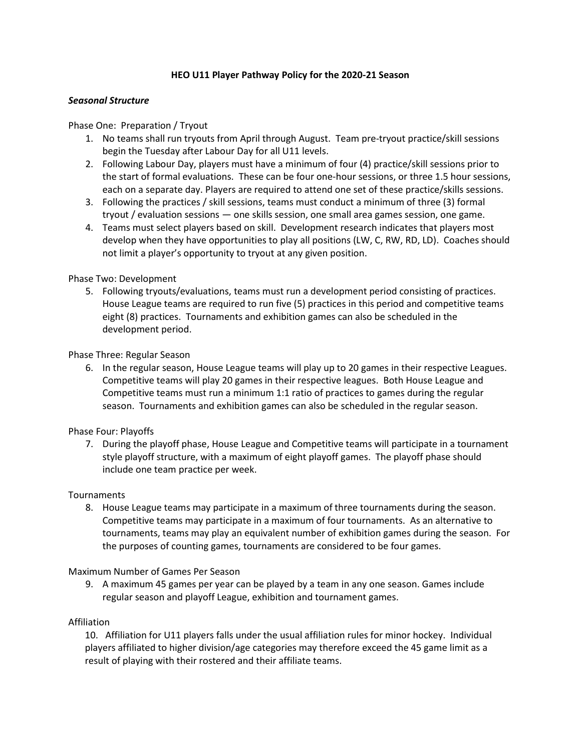# HEO U11 Player Pathway Policy for the 2020-21 Season

## *Seasonal Structure*

Phase One: Preparation / Tryout

1. No teams shall run tryouts from April through August. Team pre-tryout practice/skill sessions begin the Tuesday after Labour Day for all U11 levels.
2. Following Labour Day, players must have a minimum of four (4) practice/skill sessions prior to the start of formal evaluations. These can be four one-hour sessions, or three 1.5 hour sessions, each on a separate day. Players are required to attend one set of these practice/skills sessions.
3. Following the practices / skill sessions, teams must conduct a minimum of three (3) formal tryout / evaluation sessions — one skills session, one small area games session, one game.
4. Teams must select players based on skill. Development research indicates that players most develop when they have opportunities to play all positions (LW, C, RW, RD, LD). Coaches should not limit a player's opportunity to tryout at any given position.

Phase Two: Development

5. Following tryouts/evaluations, teams must run a development period consisting of practices. House League teams are required to run five (5) practices in this period and competitive teams eight (8) practices. Tournaments and exhibition games can also be scheduled in the development period.

Phase Three: Regular Season

6. In the regular season, House League teams will play up to 20 games in their respective Leagues. Competitive teams will play 20 games in their respective leagues. Both House League and Competitive teams must run a minimum 1:1 ratio of practices to games during the regular season. Tournaments and exhibition games can also be scheduled in the regular season.

Phase Four: Playoffs

7. During the playoff phase, House League and Competitive teams will participate in a tournament style playoff structure, with a maximum of eight playoff games. The playoff phase should include one team practice per week.

Tournaments

8. House League teams may participate in a maximum of three tournaments during the season. Competitive teams may participate in a maximum of four tournaments. As an alternative to tournaments, teams may play an equivalent number of exhibition games during the season. For the purposes of counting games, tournaments are considered to be four games.

Maximum Number of Games Per Season

9. A maximum 45 games per year can be played by a team in any one season. Games include regular season and playoff League, exhibition and tournament games.

Affiliation

10. Affiliation for U11 players falls under the usual affiliation rules for minor hockey. Individual players affiliated to higher division/age categories may therefore exceed the 45 game limit as a result of playing with their rostered and their affiliate teams.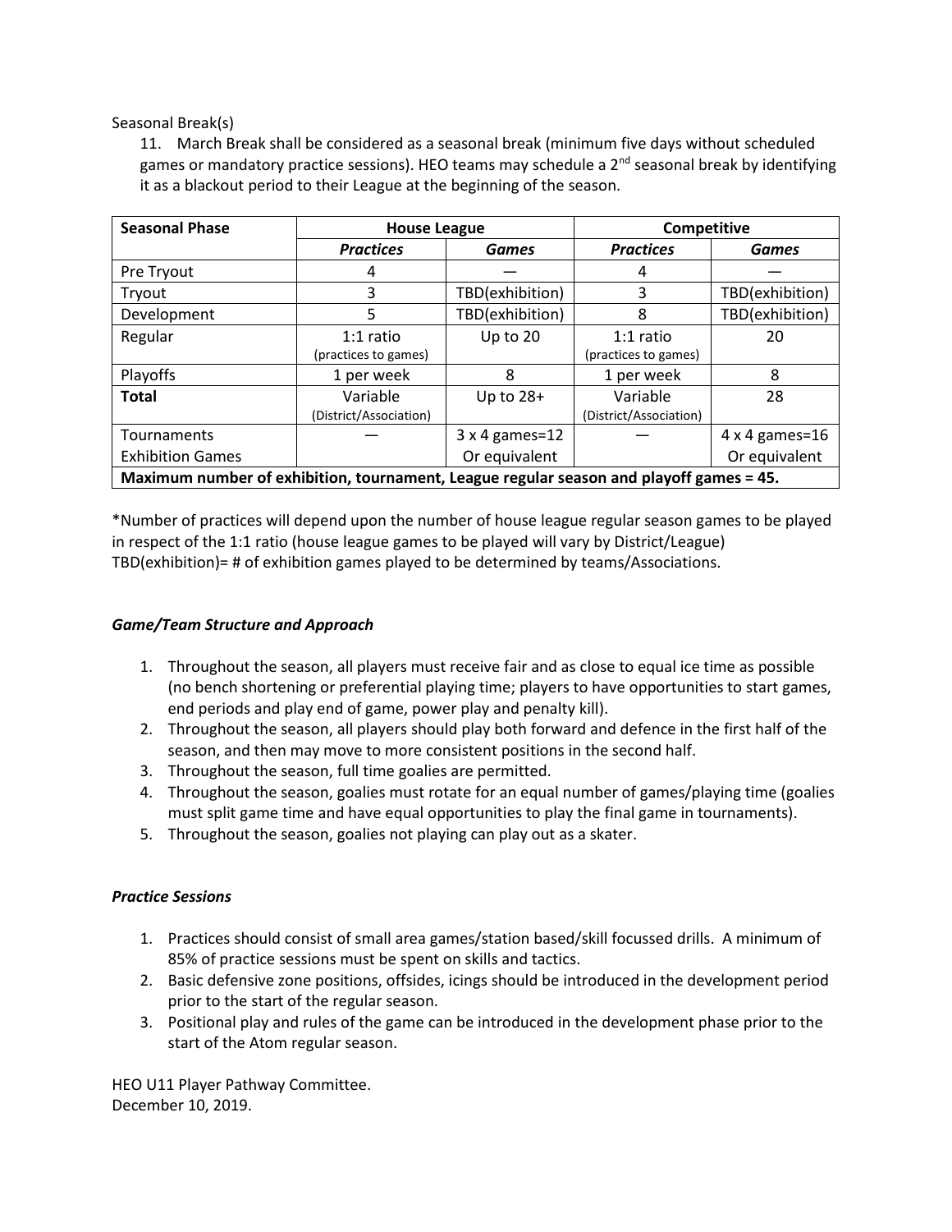Seasonal Break(s)

11. March Break shall be considered as a seasonal break (minimum five days without scheduled games or mandatory practice sessions). HEO teams may schedule a 2nd seasonal break by identifying it as a blackout period to their League at the beginning of the season.

| **Seasonal Phase** | **House League** | | **Competitive** | |
|---|---|---|---|---|
| | ***Practices*** | ***Games*** | ***Practices*** | ***Games*** |
| Pre Tryout | 4 | — | 4 | — |
| Tryout | 3 | TBD(exhibition) | 3 | TBD(exhibition) |
| Development | 5 | TBD(exhibition) | 8 | TBD(exhibition) |
| Regular | 1:1 ratio (practices to games) | Up to 20 | 1:1 ratio (practices to games) | 20 |
| Playoffs | 1 per week | 8 | 1 per week | 8 |
| **Total** | Variable (District/Association) | Up to 28+ | Variable (District/Association) | 28 |
| Tournaments Exhibition Games | — | 3 x 4 games=12 Or equivalent | — | 4 x 4 games=16 Or equivalent |
| **Maximum number of exhibition, tournament, League regular season and playoff games = 45.** | | | | |

*Number of practices will depend upon the number of house league regular season games to be played in respect of the 1:1 ratio (house league games to be played will vary by District/League)
TBD(exhibition)= # of exhibition games played to be determined by teams/Associations.

### *Game/Team Structure and Approach*

1. Throughout the season, all players must receive fair and as close to equal ice time as possible (no bench shortening or preferential playing time; players to have opportunities to start games, end periods and play end of game, power play and penalty kill).
2. Throughout the season, all players should play both forward and defence in the first half of the season, and then may move to more consistent positions in the second half.
3. Throughout the season, full time goalies are permitted.
4. Throughout the season, goalies must rotate for an equal number of games/playing time (goalies must split game time and have equal opportunities to play the final game in tournaments).
5. Throughout the season, goalies not playing can play out as a skater.

### *Practice Sessions*

1. Practices should consist of small area games/station based/skill focussed drills. A minimum of 85% of practice sessions must be spent on skills and tactics.
2. Basic defensive zone positions, offsides, icings should be introduced in the development period prior to the start of the regular season.
3. Positional play and rules of the game can be introduced in the development phase prior to the start of the Atom regular season.

HEO U11 Player Pathway Committee.
December 10, 2019.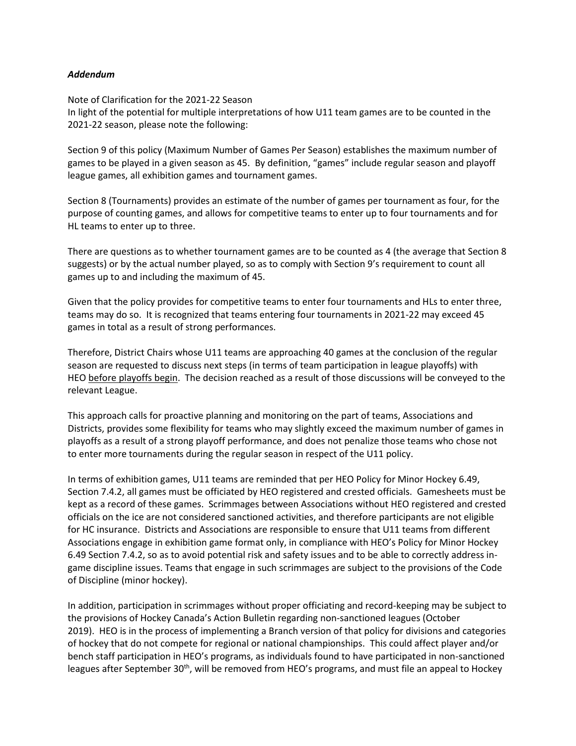***Addendum***

Note of Clarification for the 2021-22 Season
In light of the potential for multiple interpretations of how U11 team games are to be counted in the 2021-22 season, please note the following:

Section 9 of this policy (Maximum Number of Games Per Season) establishes the maximum number of games to be played in a given season as 45. By definition, "games" include regular season and playoff league games, all exhibition games and tournament games.

Section 8 (Tournaments) provides an estimate of the number of games per tournament as four, for the purpose of counting games, and allows for competitive teams to enter up to four tournaments and for HL teams to enter up to three.

There are questions as to whether tournament games are to be counted as 4 (the average that Section 8 suggests) or by the actual number played, so as to comply with Section 9's requirement to count all games up to and including the maximum of 45.

Given that the policy provides for competitive teams to enter four tournaments and HLs to enter three, teams may do so. It is recognized that teams entering four tournaments in 2021-22 may exceed 45 games in total as a result of strong performances.

Therefore, District Chairs whose U11 teams are approaching 40 games at the conclusion of the regular season are requested to discuss next steps (in terms of team participation in league playoffs) with HEO <u>before playoffs begin</u>. The decision reached as a result of those discussions will be conveyed to the relevant League.

This approach calls for proactive planning and monitoring on the part of teams, Associations and Districts, provides some flexibility for teams who may slightly exceed the maximum number of games in playoffs as a result of a strong playoff performance, and does not penalize those teams who chose not to enter more tournaments during the regular season in respect of the U11 policy.

In terms of exhibition games, U11 teams are reminded that per HEO Policy for Minor Hockey 6.49, Section 7.4.2, all games must be officiated by HEO registered and crested officials. Gamesheets must be kept as a record of these games. Scrimmages between Associations without HEO registered and crested officials on the ice are not considered sanctioned activities, and therefore participants are not eligible for HC insurance. Districts and Associations are responsible to ensure that U11 teams from different Associations engage in exhibition game format only, in compliance with HEO's Policy for Minor Hockey 6.49 Section 7.4.2, so as to avoid potential risk and safety issues and to be able to correctly address in-game discipline issues. Teams that engage in such scrimmages are subject to the provisions of the Code of Discipline (minor hockey).

In addition, participation in scrimmages without proper officiating and record-keeping may be subject to the provisions of Hockey Canada's Action Bulletin regarding non-sanctioned leagues (October 2019). HEO is in the process of implementing a Branch version of that policy for divisions and categories of hockey that do not compete for regional or national championships. This could affect player and/or bench staff participation in HEO's programs, as individuals found to have participated in non-sanctioned leagues after September 30th, will be removed from HEO's programs, and must file an appeal to Hockey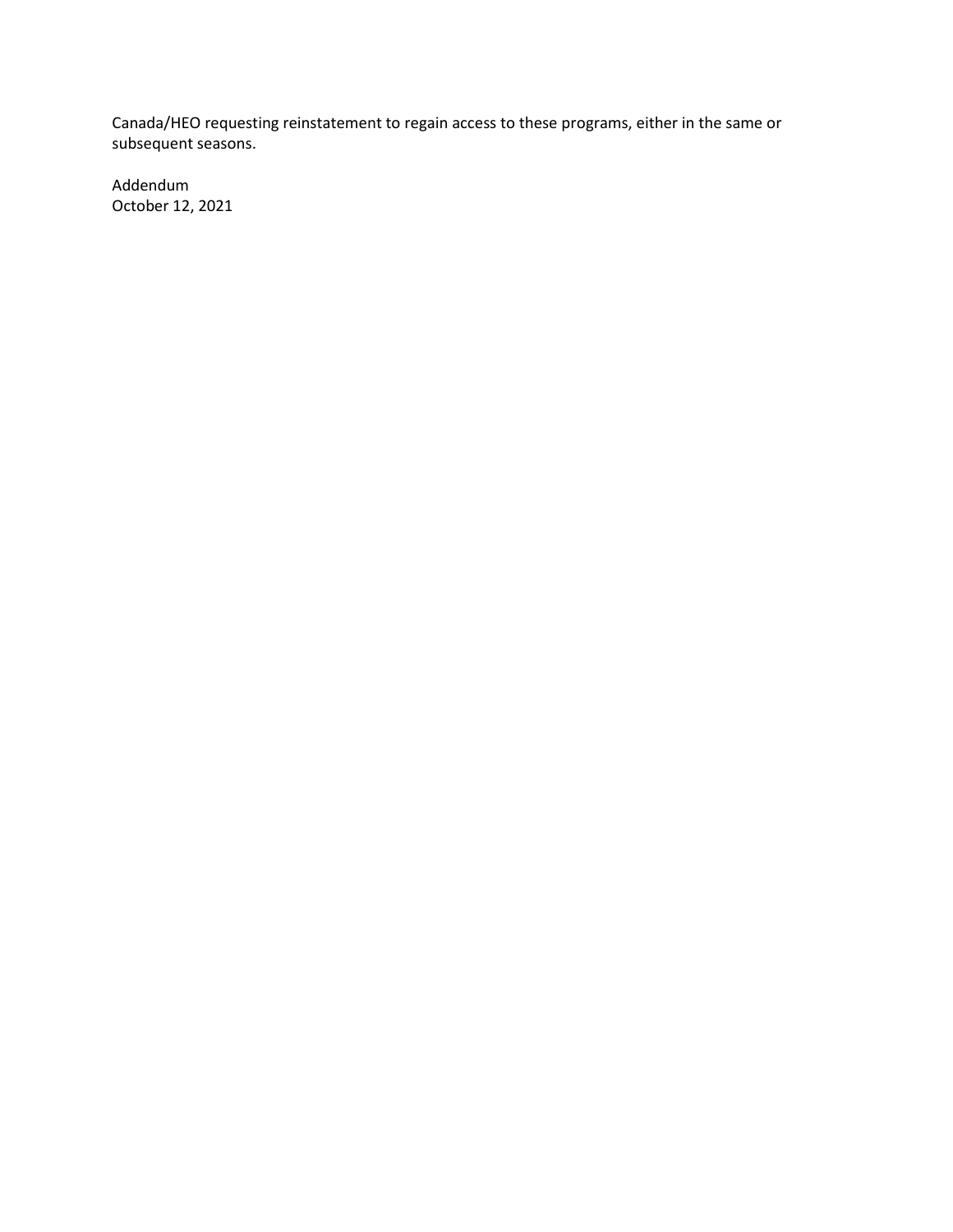Canada/HEO requesting reinstatement to regain access to these programs, either in the same or subsequent seasons.

Addendum
October 12, 2021